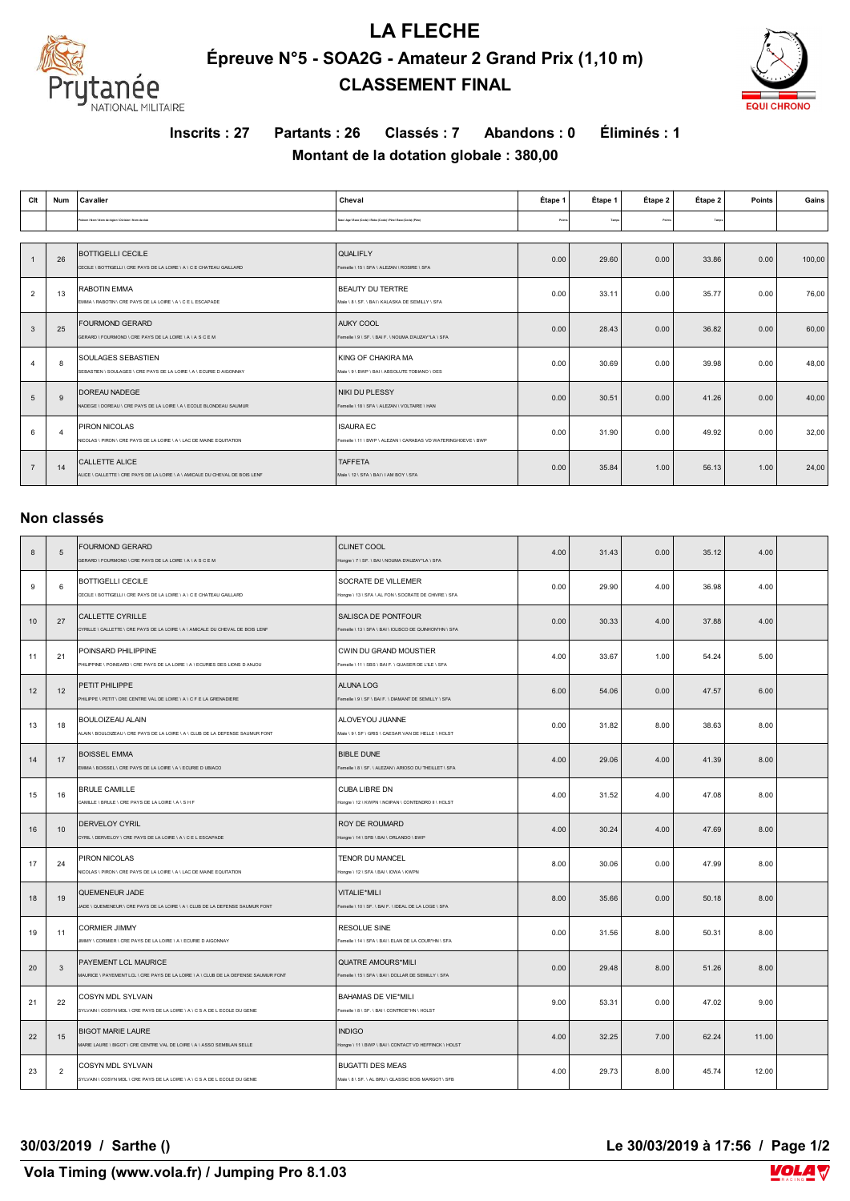# LA FLECHE

## Épreuve N°5 - SOA2G - Amateur 2 Grand Prix (1,10 m)

## CLASSEMENT FINAL

**Inscrits : 27 Partants : 26 Classés : 7 Abandons : 0 Éliminés : 1**

**Montant de la dotation globale : 380,00**

| Clt | Num | Cavalier | Cheval | Étape 1 | Étape 1 | Étape 2 | Étape 2 | Points | Gains |
|---|---|---|---|---|---|---|---|---|---|
| | | Prénom \ Nom \ Nom du région \ Division \ Nom du club | Sexe \ Age \ Race (Code) \ Robe (Code) \ Père \ Race (Code) (Race) | Points | Temps | Points | Temps | | |
| 1 | 26 | BOTTIGELLI CECILE<br>CECILE \ BOTTIGELLI \ CRE PAYS DE LA LOIRE \ A \ C E CHATEAU GAILLARD | QUALIFLY<br>Femelle \ 15 \ SFA \ ALEZAN \ ROSIRE \ SFA | 0.00 | 29.60 | 0.00 | 33.86 | 0.00 | 100,00 |
| 2 | 13 | RABOTIN EMMA<br>EMMA \ RABOTIN \ CRE PAYS DE LA LOIRE \ A \ C E L ESCAPADE | BEAUTY DU TERTRE<br>Male \ 8 \ SF. \ BAI \ KALASKA DE SEMILLY \ SFA | 0.00 | 33.11 | 0.00 | 35.77 | 0.00 | 76,00 |
| 3 | 25 | FOURMOND GERARD<br>GERARD \ FOURMOND \ CRE PAYS DE LA LOIRE \ A \ A S C E M | AUKY COOL<br>Femelle \ 9 \ SF. \ BAI F. \ NOUMA D'AUZAY*LA \ SFA | 0.00 | 28.43 | 0.00 | 36.82 | 0.00 | 60,00 |
| 4 | 8 | SOULAGES SEBASTIEN<br>SEBASTIEN \ SOULAGES \ CRE PAYS DE LA LOIRE \ A \ ECURIE D AIGONNAY | KING OF CHAKIRA MA<br>Male \ 9 \ BWP \ BAI \ ABSOLUTE TOBIANO \ OES | 0.00 | 30.69 | 0.00 | 39.98 | 0.00 | 48,00 |
| 5 | 9 | DOREAU NADEGE<br>NADEGE \ DOREAU \ CRE PAYS DE LA LOIRE \ A \ ECOLE BLONDEAU SAUMUR | NIKI DU PLESSY<br>Femelle \ 18 \ SFA \ ALEZAN \ VOLTAIRE \ HAN | 0.00 | 30.51 | 0.00 | 41.26 | 0.00 | 40,00 |
| 6 | 4 | PIRON NICOLAS<br>NICOLAS \ PIRON \ CRE PAYS DE LA LOIRE \ A \ LAC DE MAINE EQUITATION | ISAURA EC<br>Femelle \ 11 \ BWP \ ALEZAN \ CARABAS VD WATERINGHOEVE \ BWP | 0.00 | 31.90 | 0.00 | 49.92 | 0.00 | 32,00 |
| 7 | 14 | CALLETTE ALICE<br>ALICE \ CALLETTE \ CRE PAYS DE LA LOIRE \ A \ AMICALE DU CHEVAL DE BOIS LENF | TAFFETA<br>Male \ 12 \ SFA \ BAI \ I AM BOY \ SFA | 0.00 | 35.84 | 1.00 | 56.13 | 1.00 | 24,00 |

## Non classés

| Clt | Num | Cavalier | Cheval | Étape 1 | Étape 1 | Étape 2 | Étape 2 | Points | Gains |
|---|---|---|---|---|---|---|---|---|---|
| 8 | 5 | FOURMOND GERARD<br>GERARD \ FOURMOND \ CRE PAYS DE LA LOIRE \ A \ A S C E M | CLINET COOL<br>Hongre \ 7 \ SF. \ BAI \ NOUMA D'AUZAY*LA \ SFA | 4.00 | 31.43 | 0.00 | 35.12 | 4.00 | |
| 9 | 6 | BOTTIGELLI CECILE<br>CECILE \ BOTTIGELLI \ CRE PAYS DE LA LOIRE \ A \ C E CHATEAU GAILLARD | SOCRATE DE VILLEMER<br>Hongre \ 13 \ SFA \ AL FON \ SOCRATE DE CHIVRE \ SFA | 0.00 | 29.90 | 4.00 | 36.98 | 4.00 | |
| 10 | 27 | CALLETTE CYRILLE<br>CYRILLE \ CALLETTE \ CRE PAYS DE LA LOIRE \ A \ AMICALE DU CHEVAL DE BOIS LENF | SALISCA DE PONTFOUR<br>Femelle \ 13 \ SFA \ BAI \ KILISCO DE QUINHON*HN \ SFA | 0.00 | 30.33 | 4.00 | 37.88 | 4.00 | |
| 11 | 21 | POINSARD PHILIPPINE<br>PHILIPPINE \ POINSARD \ CRE PAYS DE LA LOIRE \ A \ ECURIES DES LIONS D ANJOU | CWIN DU GRAND MOUSTIER<br>Femelle \ 11 \ SBS \ BAI F. \ QUASER DE L'ILE \ SFA | 4.00 | 33.67 | 1.00 | 54.24 | 5.00 | |
| 12 | 12 | PETIT PHILIPPE<br>PHILIPPE \ PETIT \ CRE CENTRE VAL DE LOIRE \ A \ C F E LA GRENADIERE | ALUNA LOG<br>Femelle \ 9 \ SF \ BAI F. \ DIAMANT DE SEMILLY \ SFA | 6.00 | 54.06 | 0.00 | 47.57 | 6.00 | |
| 13 | 18 | BOULOIZEAU ALAIN<br>ALAIN \ BOULOIZEAU \ CRE PAYS DE LA LOIRE \ A \ CLUB DE LA DEFENSE SAUMUR FONT | ALOVEYOU JUANNE<br>Male \ 9 \ SF \ GRIS \ CAESAR VAN DE HELLE \ HOLST | 0.00 | 31.82 | 8.00 | 38.63 | 8.00 | |
| 14 | 17 | BOISSEL EMMA<br>EMMA \ BOISSEL \ CRE PAYS DE LA LOIRE \ A \ ECURIE D UBIACO | BIBLE DUNE<br>Femelle \ 8 \ SF. \ ALEZAN \ ARIOSO DU THEILLET \ SFA | 4.00 | 29.06 | 4.00 | 41.39 | 8.00 | |
| 15 | 16 | BRULE CAMILLE<br>CAMILLE \ BRULE \ CRE PAYS DE LA LOIRE \ A \ S H F | CUBA LIBRE DN<br>Hongre \ 12 \ KWPN \ NOIPAN \ CONTENDRO II \ HOLST | 4.00 | 31.52 | 4.00 | 47.08 | 8.00 | |
| 16 | 10 | DERVELOY CYRIL<br>CYRIL \ DERVELOY \ CRE PAYS DE LA LOIRE \ A \ C E L ESCAPADE | ROY DE ROUMARD<br>Hongre \ 14 \ SFB \ BAI \ ORLANDO \ BWP | 4.00 | 30.24 | 4.00 | 47.69 | 8.00 | |
| 17 | 24 | PIRON NICOLAS<br>NICOLAS \ PIRON \ CRE PAYS DE LA LOIRE \ A \ LAC DE MAINE EQUITATION | TENOR DU MANCEL<br>Hongre \ 12 \ SFA \ BAI \ IOWA \ KWPN | 8.00 | 30.06 | 0.00 | 47.99 | 8.00 | |
| 18 | 19 | QUEMENEUR JADE<br>JADE \ QUEMENEUR \ CRE PAYS DE LA LOIRE \ A \ CLUB DE LA DEFENSE SAUMUR FONT | VITALIE*MILI<br>Femelle \ 10 \ SF. \ BAI F. \ IDEAL DE LA LOGE \ SFA | 8.00 | 35.66 | 0.00 | 50.18 | 8.00 | |
| 19 | 11 | CORMIER JIMMY<br>JIMMY \ CORMIER \ CRE PAYS DE LA LOIRE \ A \ ECURIE D AIGONNAY | RESOLUE SINE<br>Femelle \ 14 \ SFA \ BAI \ ELAN DE LA COUR*HN \ SFA | 0.00 | 31.56 | 8.00 | 50.31 | 8.00 | |
| 20 | 3 | PAYEMENT LCL MAURICE<br>MAURICE \ PAYEMENT LCL \ CRE PAYS DE LA LOIRE \ A \ CLUB DE LA DEFENSE SAUMUR FONT | QUATRE AMOURS*MILI<br>Femelle \ 15 \ SFA \ BAI \ DOLLAR DE SEMILLY \ SFA | 0.00 | 29.48 | 8.00 | 51.26 | 8.00 | |
| 21 | 22 | COSYN MDL SYLVAIN<br>SYLVAIN \ COSYN MDL \ CRE PAYS DE LA LOIRE \ A \ C S A DE L ECOLE DU GENIE | BAHAMAS DE VIE*MILI<br>Femelle \ 8 \ SF. \ BAI \ CONTROE*HN \ HOLST | 9.00 | 53.31 | 0.00 | 47.02 | 9.00 | |
| 22 | 15 | BIGOT MARIE LAURE<br>MARIE LAURE \ BIGOT \ CRE CENTRE VAL DE LOIRE \ A \ ASSO SEMBLAN SELLE | INDIGO<br>Hongre \ 11 \ BWP \ BAI \ CONTACT VD HEFFINCK \ HOLST | 4.00 | 32.25 | 7.00 | 62.24 | 11.00 | |
| 23 | 2 | COSYN MDL SYLVAIN<br>SYLVAIN \ COSYN MDL \ CRE PAYS DE LA LOIRE \ A \ C S A DE L ECOLE DU GENIE | BUGATTI DES MEAS<br>Male \ 8 \ SF. \ AL BRU \ QLASSIC BOIS MARGOT \ SFB | 4.00 | 29.73 | 8.00 | 45.74 | 12.00 | |

**30/03/2019 / Sarthe ()** **Le 30/03/2019 à 17:56**

**Vola Timing (www.vola.fr) / Jumping Pro 8.1.03**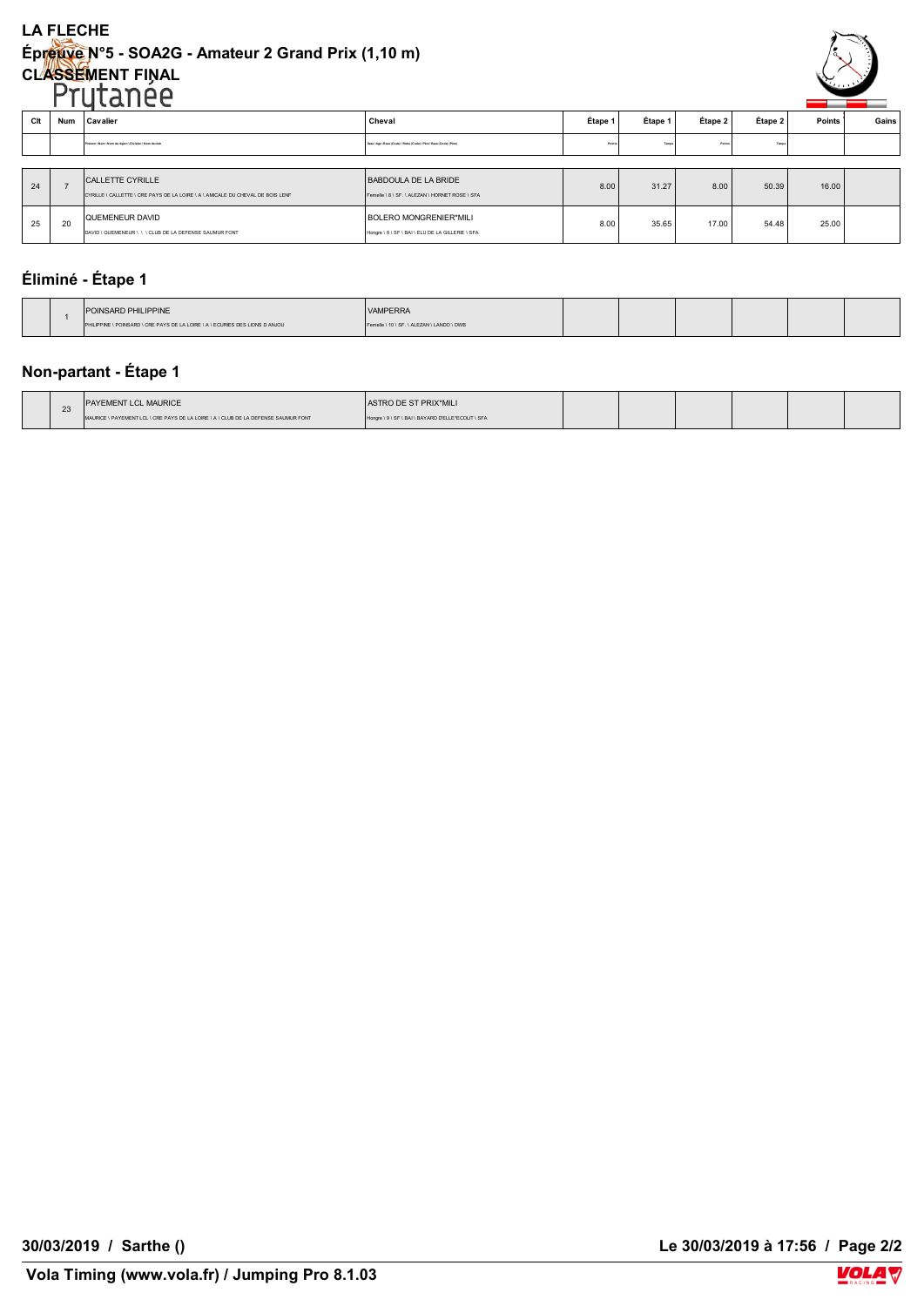# LA FLECHE
## Épreuve N°5 - SOA2G - Amateur 2 Grand Prix (1,10 m)
## CLASSEMENT FINAL

Prytanée

| Clt | Num | Cavalier | Cheval | Étape 1 | Étape 1 | Étape 2 | Étape 2 | Points | Gains |
|---|---|---|---|---|---|---|---|---|---|
| | | Prénom \ Nom \ Comité régional \ Comité départemental \ Nom du club | Sexe \ Age \ Race (Code) \ Robe (Code) \ Père \ Race (Code) (Père) | Points | Temps | Points | Temps | | |
| 24 | 7 | CALLETTE CYRILLE<br>CYRILLE \ CALLETTE \ CRE PAYS DE LA LOIRE \ A \ AMICALE DU CHEVAL DE BOIS LENF | BABDOULA DE LA BRIDE<br>Femelle \ 8 \ SF. \ ALEZAN \ HORNET ROSE \ SFA | 8.00 | 31.27 | 8.00 | 50.39 | 16.00 | |
| 25 | 20 | QUEMENEUR DAVID<br>DAVID \ QUEMENEUR \ . \ . \ CLUB DE LA DEFENSE SAUMUR FONT | BOLERO MONGRENIER*MILI<br>Hongre \ 8 \ SF \ BAI \ ELU DE LA GILLERIE \ SFA | 8.00 | 35.65 | 17.00 | 54.48 | 25.00 | |

## Éliminé - Étape 1

| Clt | Num | Cavalier | Cheval | Étape 1 | Étape 1 | Étape 2 | Étape 2 | Points | Gains |
|---|---|---|---|---|---|---|---|---|---|
| | 1 | POINSARD PHILIPPINE<br>PHILIPPINE \ POINSARD \ CRE PAYS DE LA LOIRE \ A \ ECURIES DES LIONS D ANJOU | VAMPERRA<br>Femelle \ 10 \ SF. \ ALEZAN \ LANDO \ DWB | | | | | | |

## Non-partant - Étape 1

| Clt | Num | Cavalier | Cheval | Étape 1 | Étape 1 | Étape 2 | Étape 2 | Points | Gains |
|---|---|---|---|---|---|---|---|---|---|
| | 23 | PAYEMENT LCL MAURICE<br>MAURICE \ PAYEMENT LCL \ CRE PAYS DE LA LOIRE \ A \ CLUB DE LA DEFENSE SAUMUR FONT | ASTRO DE ST PRIX*MILI<br>Hongre \ 9 \ SF \ BAI \ BAYARD D'ELLE*ECOLIT \ SFA | | | | | | |

30/03/2019 / Sarthe ()

Le 30/03/2019 à 17:56

Vola Timing (www.vola.fr) / Jumping Pro 8.1.03